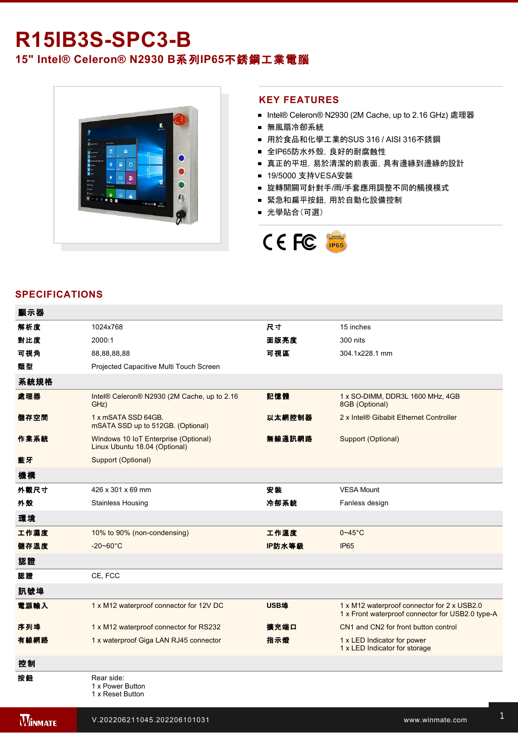# R15IB3S-SPC3-B

## 15" Intel® Celeron® N2930 B系列IP65不銹鋼工業電腦

## KEY FEATURES

- Intel® Celeron® N2930 (2M Cache, up to 2.16 GHz) 處理器
- 無風扇冷卻系統
- 用於食品和化學工業的SUS 316 / AISI 316不銹鋼
- 全IP65防水外殼，良好的耐腐蝕性
- 真正的平坦，易於清潔的前表面，具有邊緣到邊緣的設計
- 19/5000 支持VESA安裝
- 旋轉開關可針對手/雨/手套應用調整不同的觸摸模式
- 緊急和扁平按鈕，用於自動化設備控制
- 光學貼合（可選）

## SPECIFICATIONS

| 顯示器 | | | |
|---|---|---|---|
| 解析度 | 1024x768 | 尺寸 | 15 inches |
| 對比度 | 2000:1 | 面版亮度 | 300 nits |
| 可視角 | 88,88,88,88 | 可視區 | 304.1x228.1 mm |
| 類型 | Projected Capacitive Multi Touch Screen | | |
| **系統規格** | | | |
| 處理器 | Intel® Celeron® N2930 (2M Cache, up to 2.16 GHz) | 記憶體 | 1 x SO-DIMM, DDR3L 1600 MHz, 4GB<br>8GB (Optional) |
| 儲存空間 | 1 x mSATA SSD 64GB.<br>mSATA SSD up to 512GB. (Optional) | 以太網控制器 | 2 x Intel® Gibabit Ethernet Controller |
| 作業系統 | Windows 10 IoT Enterprise (Optional)<br>Linux Ubuntu 18.04 (Optional) | 無線通訊網路 | Support (Optional) |
| 藍牙 | Support (Optional) | | |
| **機構** | | | |
| 外觀尺寸 | 426 x 301 x 69 mm | 安裝 | VESA Mount |
| 外殼 | Stainless Housing | 冷卻系統 | Fanless design |
| **環境** | | | |
| 工作濕度 | 10% to 90% (non-condensing) | 工作溫度 | 0~45°C |
| 儲存溫度 | -20~60°C | IP防水等級 | IP65 |
| **認證** | | | |
| 認證 | CE, FCC | | |
| **訊號埠** | | | |
| 電源輸入 | 1 x M12 waterproof connector for 12V DC | USB埠 | 1 x M12 waterproof connector for 2 x USB2.0<br>1 x Front waterproof connector for USB2.0 type-A |
| 序列埠 | 1 x M12 waterproof connector for RS232 | 擴充端口 | CN1 and CN2 for front button control |
| 有線網路 | 1 x waterproof Giga LAN RJ45 connector | 指示燈 | 1 x LED Indicator for power<br>1 x LED Indicator for storage |
| **控制** | | | |
| 按鈕 | Rear side:<br>1 x Power Button<br>1 x Reset Button | | |

V.202206211045.202206101031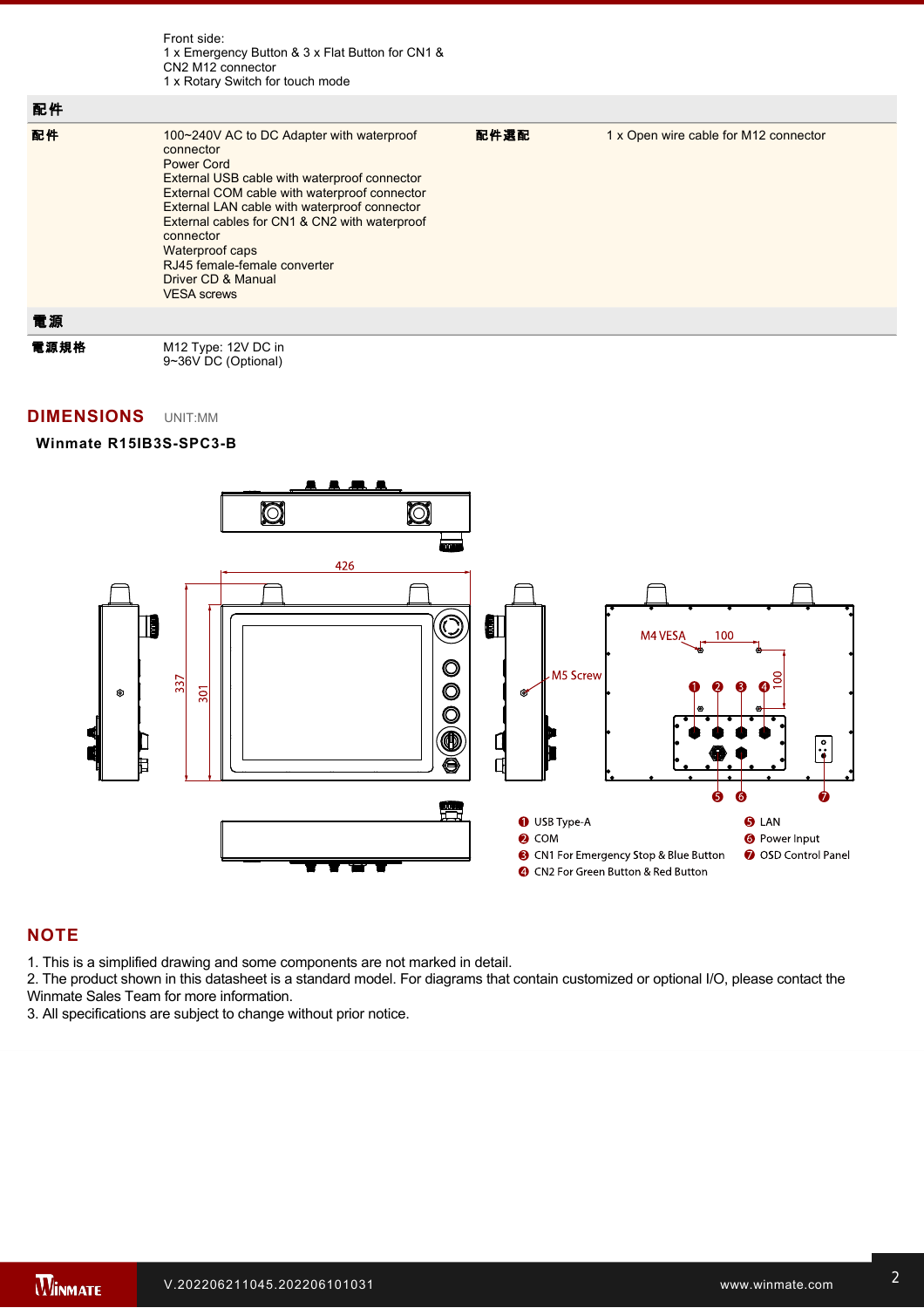| | | | |
|---|---|---|---|
| | Front side:<br>1 x Emergency Button & 3 x Flat Button for CN1 & CN2 M12 connector<br>1 x Rotary Switch for touch mode | | |

## 配件

| | | | |
|---|---|---|---|
| **配件** | 100~240V AC to DC Adapter with waterproof connector<br>Power Cord<br>External USB cable with waterproof connector<br>External COM cable with waterproof connector<br>External LAN cable with waterproof connector<br>External cables for CN1 & CN2 with waterproof connector<br>Waterproof caps<br>RJ45 female-female converter<br>Driver CD & Manual<br>VESA screws | **配件選配** | 1 x Open wire cable for M12 connector |

## 電源

| | |
|---|---|
| **電源規格** | M12 Type: 12V DC in<br>9~36V DC (Optional) |

## DIMENSIONS UNIT:MM

**Winmate R15IB3S-SPC3-B**

426

337

301

M4 VESA

100

100

M5 Screw

1 USB Type-A
2 COM
3 CN1 For Emergency Stop & Blue Button
4 CN2 For Green Button & Red Button
5 LAN
6 Power Input
7 OSD Control Panel

## NOTE

1. This is a simplified drawing and some components are not marked in detail.
2. The product shown in this datasheet is a standard model. For diagrams that contain customized or optional I/O, please contact the Winmate Sales Team for more information.
3. All specifications are subject to change without prior notice.